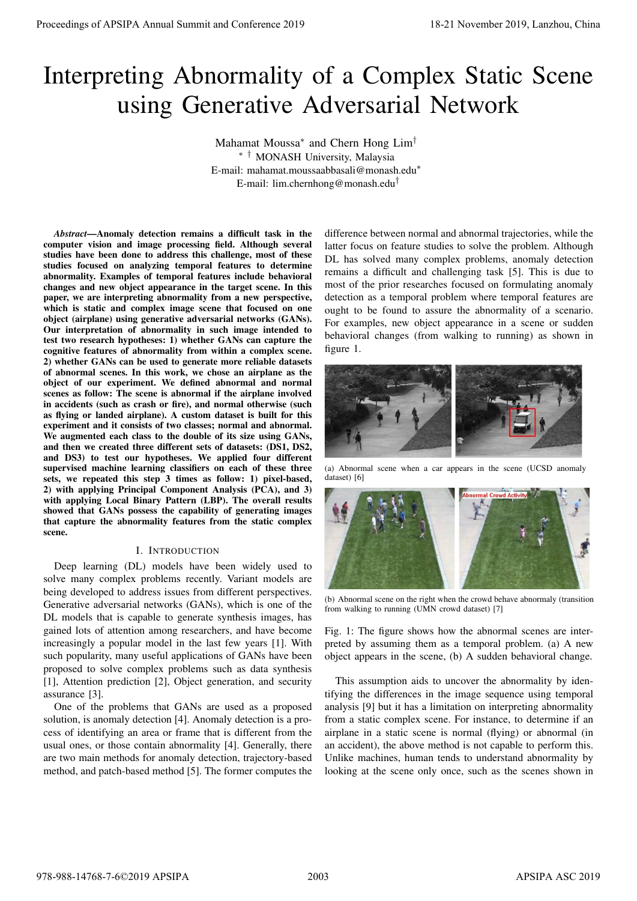# Interpreting Abnormality of a Complex Static Scene using Generative Adversarial Network

Mahamat Moussa* and Chern Hong Lim†

* † MONASH University, Malaysia

E-mail: mahamat.moussaabbasali@monash.edu*

E-mail: lim.chernhong@monash.edu†

***Abstract*—Anomaly detection remains a difficult task in the computer vision and image processing field. Although several studies have been done to address this challenge, most of these studies focused on analyzing temporal features to determine abnormality. Examples of temporal features include behavioral changes and new object appearance in the target scene. In this paper, we are interpreting abnormality from a new perspective, which is static and complex image scene that focused on one object (airplane) using generative adversarial networks (GANs). Our interpretation of abnormality in such image intended to test two research hypotheses: 1) whether GANs can capture the cognitive features of abnormality from within a complex scene. 2) whether GANs can be used to generate more reliable datasets of abnormal scenes. In this work, we chose an airplane as the object of our experiment. We defined abnormal and normal scenes as follow: The scene is abnormal if the airplane involved in accidents (such as crash or fire), and normal otherwise (such as flying or landed airplane). A custom dataset is built for this experiment and it consists of two classes; normal and abnormal. We augmented each class to the double of its size using GANs, and then we created three different sets of datasets: (DS1, DS2, and DS3) to test our hypotheses. We applied four different supervised machine learning classifiers on each of these three sets, we repeated this step 3 times as follow: 1) pixel-based, 2) with applying Principal Component Analysis (PCA), and 3) with applying Local Binary Pattern (LBP). The overall results showed that GANs possess the capability of generating images that capture the abnormality features from the static complex scene.**

## I. Introduction

Deep learning (DL) models have been widely used to solve many complex problems recently. Variant models are being developed to address issues from different perspectives. Generative adversarial networks (GANs), which is one of the DL models that is capable to generate synthesis images, has gained lots of attention among researchers, and have become increasingly a popular model in the last few years [1]. With such popularity, many useful applications of GANs have been proposed to solve complex problems such as data synthesis [1], Attention prediction [2], Object generation, and security assurance [3].

One of the problems that GANs are used as a proposed solution, is anomaly detection [4]. Anomaly detection is a process of identifying an area or frame that is different from the usual ones, or those contain abnormality [4]. Generally, there are two main methods for anomaly detection, trajectory-based method, and patch-based method [5]. The former computes the difference between normal and abnormal trajectories, while the latter focus on feature studies to solve the problem. Although DL has solved many complex problems, anomaly detection remains a difficult and challenging task [5]. This is due to most of the prior researches focused on formulating anomaly detection as a temporal problem where temporal features are ought to be found to assure the abnormality of a scenario. For examples, new object appearance in a scene or sudden behavioral changes (from walking to running) as shown in figure 1.

(a) Abnormal scene when a car appears in the scene (UCSD anomaly dataset) [6]

(b) Abnormal scene on the right when the crowd behave abnormaly (transition from walking to running (UMN crowd dataset) [7]

Fig. 1: The figure shows how the abnormal scenes are interpreted by assuming them as a temporal problem. (a) A new object appears in the scene, (b) A sudden behavioral change.

This assumption aids to uncover the abnormality by identifying the differences in the image sequence using temporal analysis [9] but it has a limitation on interpreting abnormality from a static complex scene. For instance, to determine if an airplane in a static scene is normal (flying) or abnormal (in an accident), the above method is not capable to perform this. Unlike machines, human tends to understand abnormality by looking at the scene only once, such as the scenes shown in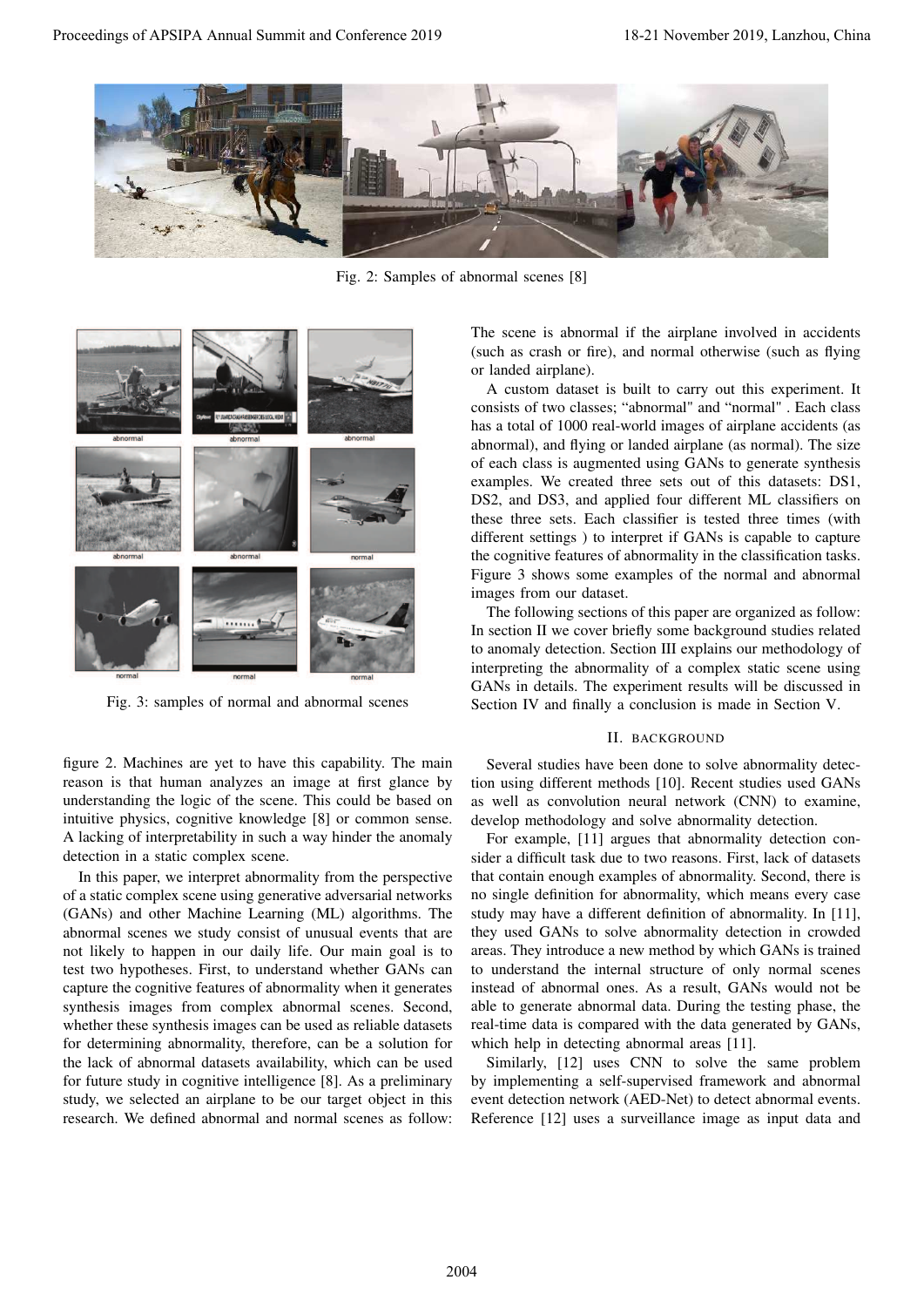Fig. 2: Samples of abnormal scenes [8]

Fig. 3: samples of normal and abnormal scenes

figure 2. Machines are yet to have this capability. The main reason is that human analyzes an image at first glance by understanding the logic of the scene. This could be based on intuitive physics, cognitive knowledge [8] or common sense. A lacking of interpretability in such a way hinder the anomaly detection in a static complex scene.

In this paper, we interpret abnormality from the perspective of a static complex scene using generative adversarial networks (GANs) and other Machine Learning (ML) algorithms. The abnormal scenes we study consist of unusual events that are not likely to happen in our daily life. Our main goal is to test two hypotheses. First, to understand whether GANs can capture the cognitive features of abnormality when it generates synthesis images from complex abnormal scenes. Second, whether these synthesis images can be used as reliable datasets for determining abnormality, therefore, can be a solution for the lack of abnormal datasets availability, which can be used for future study in cognitive intelligence [8]. As a preliminary study, we selected an airplane to be our target object in this research. We defined abnormal and normal scenes as follow: The scene is abnormal if the airplane involved in accidents (such as crash or fire), and normal otherwise (such as flying or landed airplane).

A custom dataset is built to carry out this experiment. It consists of two classes; "abnormal" and "normal" . Each class has a total of 1000 real-world images of airplane accidents (as abnormal), and flying or landed airplane (as normal). The size of each class is augmented using GANs to generate synthesis examples. We created three sets out of this datasets: DS1, DS2, and DS3, and applied four different ML classifiers on these three sets. Each classifier is tested three times (with different settings ) to interpret if GANs is capable to capture the cognitive features of abnormality in the classification tasks. Figure 3 shows some examples of the normal and abnormal images from our dataset.

The following sections of this paper are organized as follow: In section II we cover briefly some background studies related to anomaly detection. Section III explains our methodology of interpreting the abnormality of a complex static scene using GANs in details. The experiment results will be discussed in Section IV and finally a conclusion is made in Section V.

## II. Background

Several studies have been done to solve abnormality detection using different methods [10]. Recent studies used GANs as well as convolution neural network (CNN) to examine, develop methodology and solve abnormality detection.

For example, [11] argues that abnormality detection consider a difficult task due to two reasons. First, lack of datasets that contain enough examples of abnormality. Second, there is no single definition for abnormality, which means every case study may have a different definition of abnormality. In [11], they used GANs to solve abnormality detection in crowded areas. They introduce a new method by which GANs is trained to understand the internal structure of only normal scenes instead of abnormal ones. As a result, GANs would not be able to generate abnormal data. During the testing phase, the real-time data is compared with the data generated by GANs, which help in detecting abnormal areas [11].

Similarly, [12] uses CNN to solve the same problem by implementing a self-supervised framework and abnormal event detection network (AED-Net) to detect abnormal events. Reference [12] uses a surveillance image as input data and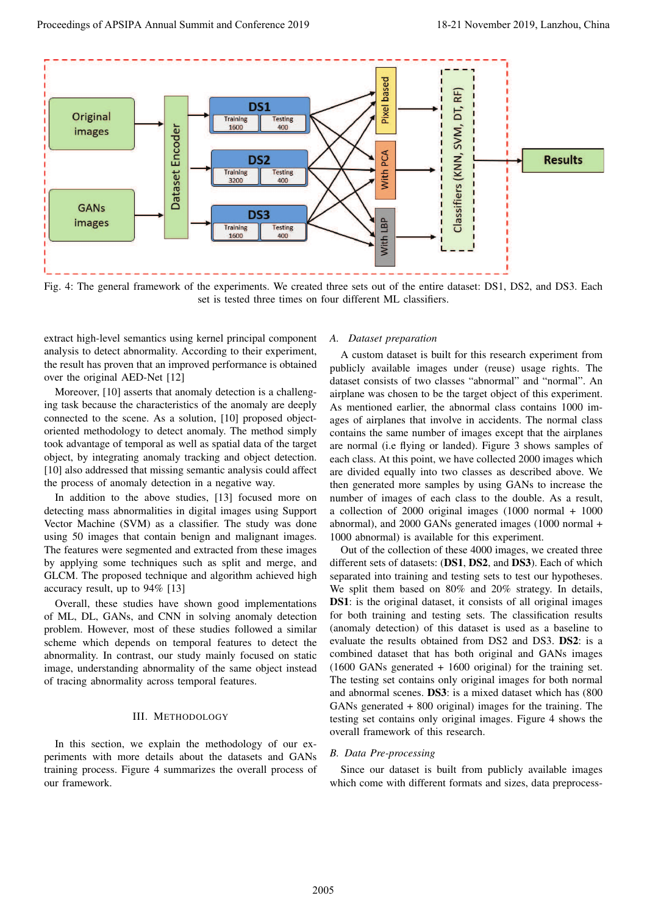Fig. 4: The general framework of the experiments. We created three sets out of the entire dataset: DS1, DS2, and DS3. Each set is tested three times on four different ML classifiers.

extract high-level semantics using kernel principal component analysis to detect abnormality. According to their experiment, the result has proven that an improved performance is obtained over the original AED-Net [12]

Moreover, [10] asserts that anomaly detection is a challenging task because the characteristics of the anomaly are deeply connected to the scene. As a solution, [10] proposed object-oriented methodology to detect anomaly. The method simply took advantage of temporal as well as spatial data of the target object, by integrating anomaly tracking and object detection. [10] also addressed that missing semantic analysis could affect the process of anomaly detection in a negative way.

In addition to the above studies, [13] focused more on detecting mass abnormalities in digital images using Support Vector Machine (SVM) as a classifier. The study was done using 50 images that contain benign and malignant images. The features were segmented and extracted from these images by applying some techniques such as split and merge, and GLCM. The proposed technique and algorithm achieved high accuracy result, up to 94% [13]

Overall, these studies have shown good implementations of ML, DL, GANs, and CNN in solving anomaly detection problem. However, most of these studies followed a similar scheme which depends on temporal features to detect the abnormality. In contrast, our study mainly focused on static image, understanding abnormality of the same object instead of tracing abnormality across temporal features.

## III. Methodology

In this section, we explain the methodology of our experiments with more details about the datasets and GANs training process. Figure 4 summarizes the overall process of our framework.

### A. Dataset preparation

A custom dataset is built for this research experiment from publicly available images under (reuse) usage rights. The dataset consists of two classes "abnormal" and "normal". An airplane was chosen to be the target object of this experiment. As mentioned earlier, the abnormal class contains 1000 images of airplanes that involve in accidents. The normal class contains the same number of images except that the airplanes are normal (i.e flying or landed). Figure 3 shows samples of each class. At this point, we have collected 2000 images which are divided equally into two classes as described above. We then generated more samples by using GANs to increase the number of images of each class to the double. As a result, a collection of 2000 original images (1000 normal + 1000 abnormal), and 2000 GANs generated images (1000 normal + 1000 abnormal) is available for this experiment.

Out of the collection of these 4000 images, we created three different sets of datasets: (**DS1**, **DS2**, and **DS3**). Each of which separated into training and testing sets to test our hypotheses. We split them based on 80% and 20% strategy. In details, **DS1**: is the original dataset, it consists of all original images for both training and testing sets. The classification results (anomaly detection) of this dataset is used as a baseline to evaluate the results obtained from DS2 and DS3. **DS2**: is a combined dataset that has both original and GANs images (1600 GANs generated + 1600 original) for the training set. The testing set contains only original images for both normal and abnormal scenes. **DS3**: is a mixed dataset which has (800 GANs generated + 800 original) images for the training. The testing set contains only original images. Figure 4 shows the overall framework of this research.

### B. Data Pre-processing

Since our dataset is built from publicly available images which come with different formats and sizes, data preprocess-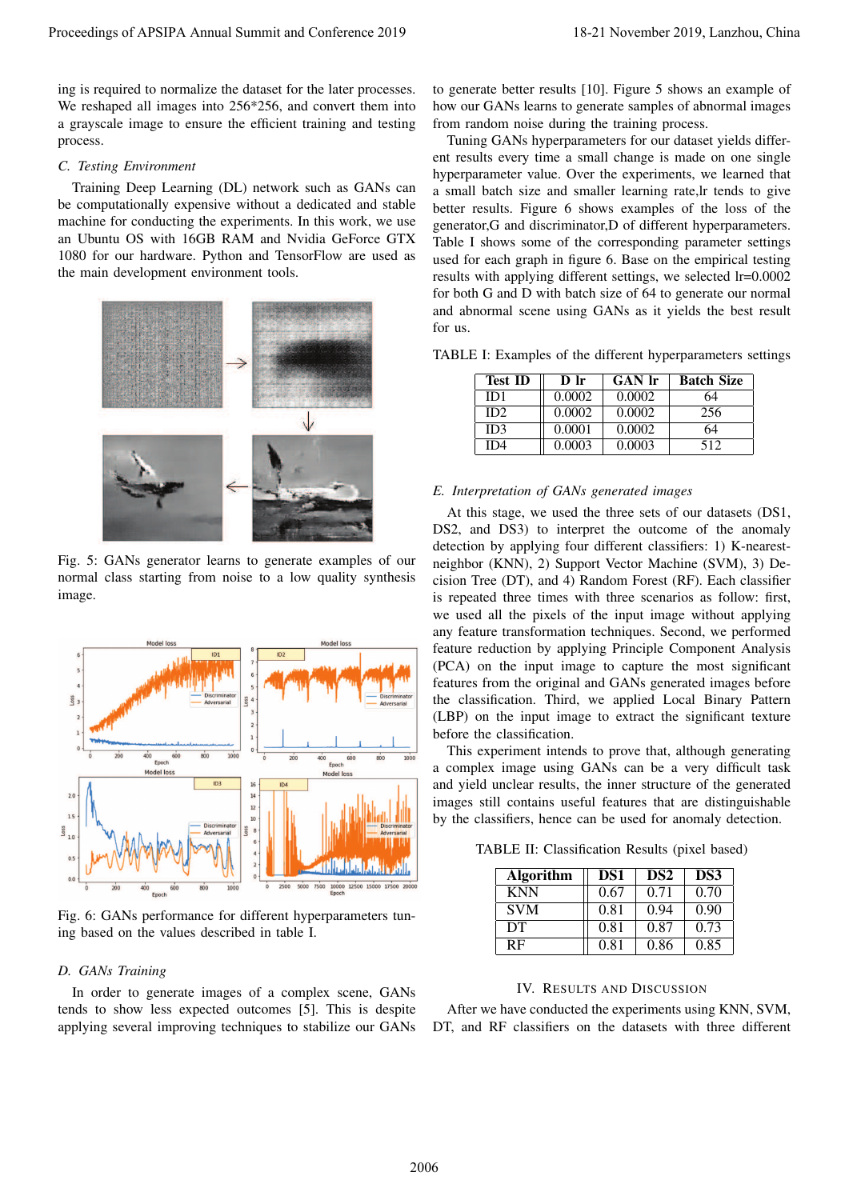ing is required to normalize the dataset for the later processes. We reshaped all images into 256*256, and convert them into a grayscale image to ensure the efficient training and testing process.

### C. Testing Environment

Training Deep Learning (DL) network such as GANs can be computationally expensive without a dedicated and stable machine for conducting the experiments. In this work, we use an Ubuntu OS with 16GB RAM and Nvidia GeForce GTX 1080 for our hardware. Python and TensorFlow are used as the main development environment tools.

Fig. 5: GANs generator learns to generate examples of our normal class starting from noise to a low quality synthesis image.

Fig. 6: GANs performance for different hyperparameters tuning based on the values described in table I.

### D. GANs Training

In order to generate images of a complex scene, GANs tends to show less expected outcomes [5]. This is despite applying several improving techniques to stabilize our GANs to generate better results [10]. Figure 5 shows an example of how our GANs learns to generate samples of abnormal images from random noise during the training process.

Tuning GANs hyperparameters for our dataset yields different results every time a small change is made on one single hyperparameter value. Over the experiments, we learned that a small batch size and smaller learning rate,lr tends to give better results. Figure 6 shows examples of the loss of the generator,G and discriminator,D of different hyperparameters. Table I shows some of the corresponding parameter settings used for each graph in figure 6. Base on the empirical testing results with applying different settings, we selected lr=0.0002 for both G and D with batch size of 64 to generate our normal and abnormal scene using GANs as it yields the best result for us.

TABLE I: Examples of the different hyperparameters settings

| Test ID | D lr | GAN lr | Batch Size |
|---|---|---|---|
| ID1 | 0.0002 | 0.0002 | 64 |
| ID2 | 0.0002 | 0.0002 | 256 |
| ID3 | 0.0001 | 0.0002 | 64 |
| ID4 | 0.0003 | 0.0003 | 512 |

### E. Interpretation of GANs generated images

At this stage, we used the three sets of our datasets (DS1, DS2, and DS3) to interpret the outcome of the anomaly detection by applying four different classifiers: 1) K-nearest-neighbor (KNN), 2) Support Vector Machine (SVM), 3) Decision Tree (DT), and 4) Random Forest (RF). Each classifier is repeated three times with three scenarios as follow: first, we used all the pixels of the input image without applying any feature transformation techniques. Second, we performed feature reduction by applying Principle Component Analysis (PCA) on the input image to capture the most significant features from the original and GANs generated images before the classification. Third, we applied Local Binary Pattern (LBP) on the input image to extract the significant texture before the classification.

This experiment intends to prove that, although generating a complex image using GANs can be a very difficult task and yield unclear results, the inner structure of the generated images still contains useful features that are distinguishable by the classifiers, hence can be used for anomaly detection.

TABLE II: Classification Results (pixel based)

| Algorithm | DS1 | DS2 | DS3 |
|---|---|---|---|
| KNN | 0.67 | 0.71 | 0.70 |
| SVM | 0.81 | 0.94 | 0.90 |
| DT | 0.81 | 0.87 | 0.73 |
| RF | 0.81 | 0.86 | 0.85 |

## IV. Results and Discussion

After we have conducted the experiments using KNN, SVM, DT, and RF classifiers on the datasets with three different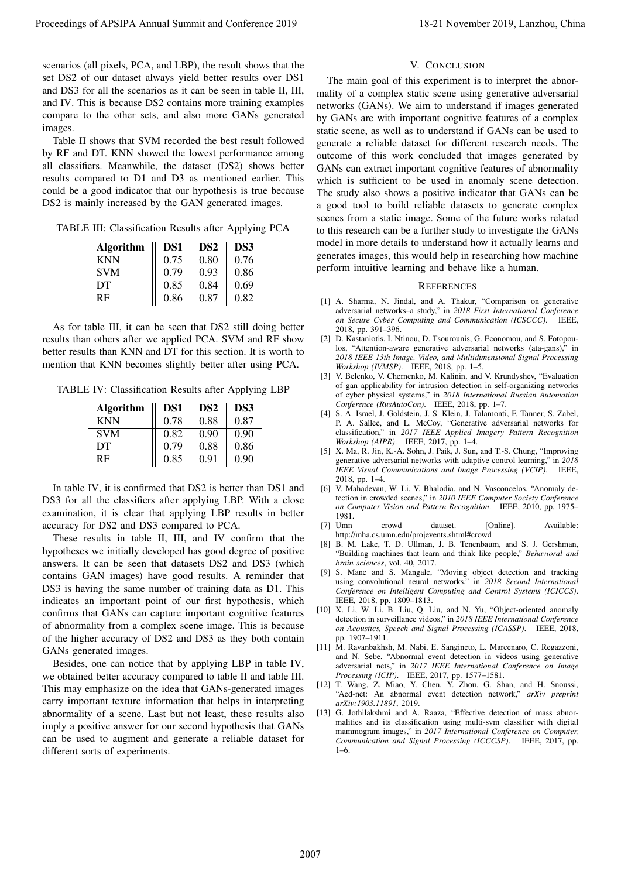scenarios (all pixels, PCA, and LBP), the result shows that the set DS2 of our dataset always yield better results over DS1 and DS3 for all the scenarios as it can be seen in table II, III, and IV. This is because DS2 contains more training examples compare to the other sets, and also more GANs generated images.

Table II shows that SVM recorded the best result followed by RF and DT. KNN showed the lowest performance among all classifiers. Meanwhile, the dataset (DS2) shows better results compared to D1 and D3 as mentioned earlier. This could be a good indicator that our hypothesis is true because DS2 is mainly increased by the GAN generated images.

TABLE III: Classification Results after Applying PCA

| Algorithm | DS1 | DS2 | DS3 |
|---|---|---|---|
| KNN | 0.75 | 0.80 | 0.76 |
| SVM | 0.79 | 0.93 | 0.86 |
| DT | 0.85 | 0.84 | 0.69 |
| RF | 0.86 | 0.87 | 0.82 |

As for table III, it can be seen that DS2 still doing better results than others after we applied PCA. SVM and RF show better results than KNN and DT for this section. It is worth to mention that KNN becomes slightly better after using PCA.

TABLE IV: Classification Results after Applying LBP

| Algorithm | DS1 | DS2 | DS3 |
|---|---|---|---|
| KNN | 0.78 | 0.88 | 0.87 |
| SVM | 0.82 | 0.90 | 0.90 |
| DT | 0.79 | 0.88 | 0.86 |
| RF | 0.85 | 0.91 | 0.90 |

In table IV, it is confirmed that DS2 is better than DS1 and DS3 for all the classifiers after applying LBP. With a close examination, it is clear that applying LBP results in better accuracy for DS2 and DS3 compared to PCA.

These results in table II, III, and IV confirm that the hypotheses we initially developed has good degree of positive answers. It can be seen that datasets DS2 and DS3 (which contains GAN images) have good results. A reminder that DS3 is having the same number of training data as D1. This indicates an important point of our first hypothesis, which confirms that GANs can capture important cognitive features of abnormality from a complex scene image. This is because of the higher accuracy of DS2 and DS3 as they both contain GANs generated images.

Besides, one can notice that by applying LBP in table IV, we obtained better accuracy compared to table II and table III. This may emphasize on the idea that GANs-generated images carry important texture information that helps in interpreting abnormality of a scene. Last but not least, these results also imply a positive answer for our second hypothesis that GANs can be used to augment and generate a reliable dataset for different sorts of experiments.

## V. Conclusion

The main goal of this experiment is to interpret the abnormality of a complex static scene using generative adversarial networks (GANs). We aim to understand if images generated by GANs are with important cognitive features of a complex static scene, as well as to understand if GANs can be used to generate a reliable dataset for different research needs. The outcome of this work concluded that images generated by GANs can extract important cognitive features of abnormality which is sufficient to be used in anomaly scene detection. The study also shows a positive indicator that GANs can be a good tool to build reliable datasets to generate complex scenes from a static image. Some of the future works related to this research can be a further study to investigate the GANs model in more details to understand how it actually learns and generates images, this would help in researching how machine perform intuitive learning and behave like a human.

## References

[1] A. Sharma, N. Jindal, and A. Thakur, "Comparison on generative adversarial networks–a study," in *2018 First International Conference on Secure Cyber Computing and Communication (ICSCCC)*. IEEE, 2018, pp. 391–396.

[2] D. Kastaniotis, I. Ntinou, D. Tsourounis, G. Economou, and S. Fotopoulos, "Attention-aware generative adversarial networks (ata-gans)," in *2018 IEEE 13th Image, Video, and Multidimensional Signal Processing Workshop (IVMSP)*. IEEE, 2018, pp. 1–5.

[3] V. Belenko, V. Chernenko, M. Kalinin, and V. Krundyshev, "Evaluation of gan applicability for intrusion detection in self-organizing networks of cyber physical systems," in *2018 International Russian Automation Conference (RusAutoCon)*. IEEE, 2018, pp. 1–7.

[4] S. A. Israel, J. Goldstein, J. S. Klein, J. Talamonti, F. Tanner, S. Zabel, P. A. Sallee, and L. McCoy, "Generative adversarial networks for classification," in *2017 IEEE Applied Imagery Pattern Recognition Workshop (AIPR)*. IEEE, 2017, pp. 1–4.

[5] X. Ma, R. Jin, K.-A. Sohn, J. Paik, J. Sun, and T.-S. Chung, "Improving generative adversarial networks with adaptive control learning," in *2018 IEEE Visual Communications and Image Processing (VCIP)*. IEEE, 2018, pp. 1–4.

[6] V. Mahadevan, W. Li, V. Bhalodia, and N. Vasconcelos, "Anomaly detection in crowded scenes," in *2010 IEEE Computer Society Conference on Computer Vision and Pattern Recognition*. IEEE, 2010, pp. 1975–1981.

[7] Umn crowd dataset. [Online]. Available: http://mha.cs.umn.edu/projevents.shtml#crowd

[8] B. M. Lake, T. D. Ullman, J. B. Tenenbaum, and S. J. Gershman, "Building machines that learn and think like people," *Behavioral and brain sciences*, vol. 40, 2017.

[9] S. Mane and S. Mangale, "Moving object detection and tracking using convolutional neural networks," in *2018 Second International Conference on Intelligent Computing and Control Systems (ICICCS)*. IEEE, 2018, pp. 1809–1813.

[10] X. Li, W. Li, B. Liu, Q. Liu, and N. Yu, "Object-oriented anomaly detection in surveillance videos," in *2018 IEEE International Conference on Acoustics, Speech and Signal Processing (ICASSP)*. IEEE, 2018, pp. 1907–1911.

[11] M. Ravanbakhsh, M. Nabi, E. Sangineto, L. Marcenaro, C. Regazzoni, and N. Sebe, "Abnormal event detection in videos using generative adversarial nets," in *2017 IEEE International Conference on Image Processing (ICIP)*. IEEE, 2017, pp. 1577–1581.

[12] T. Wang, Z. Miao, Y. Chen, Y. Zhou, G. Shan, and H. Snoussi, "Aed-net: An abnormal event detection network," *arXiv preprint arXiv:1903.11891*, 2019.

[13] G. Jothilakshmi and A. Raaza, "Effective detection of mass abnormalities and its classification using multi-svm classifier with digital mammogram images," in *2017 International Conference on Computer, Communication and Signal Processing (ICCCSP)*. IEEE, 2017, pp. 1–6.